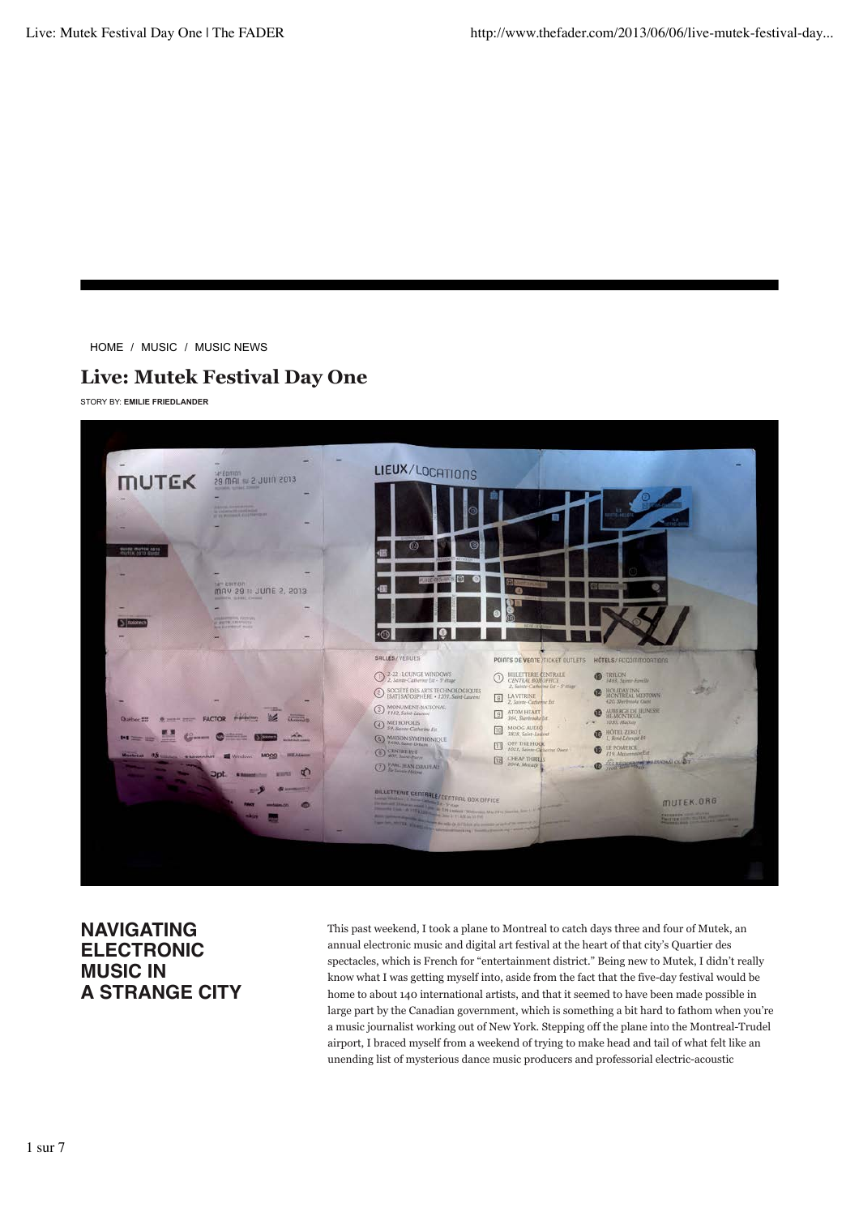HOME / MUSIC / MUSIC NEWS

# Live: Mutek Festival Day One

STORY BY: **EMILIE FRIEDLANDER**

## NAVIGATING ELECTRONIC MUSIC IN A STRANGE CITY

This past weekend, I took a plane to Montreal to catch days three and four of Mutek, an annual electronic music and digital art festival at the heart of that city's Quartier des spectacles, which is French for "entertainment district." Being new to Mutek, I didn't really know what I was getting myself into, aside from the fact that the five-day festival would be home to about 140 international artists, and that it seemed to have been made possible in large part by the Canadian government, which is something a bit hard to fathom when you're a music journalist working out of New York. Stepping off the plane into the Montreal-Trudel airport, I braced myself from a weekend of trying to make head and tail of what felt like an unending list of mysterious dance music producers and professorial electric-acoustic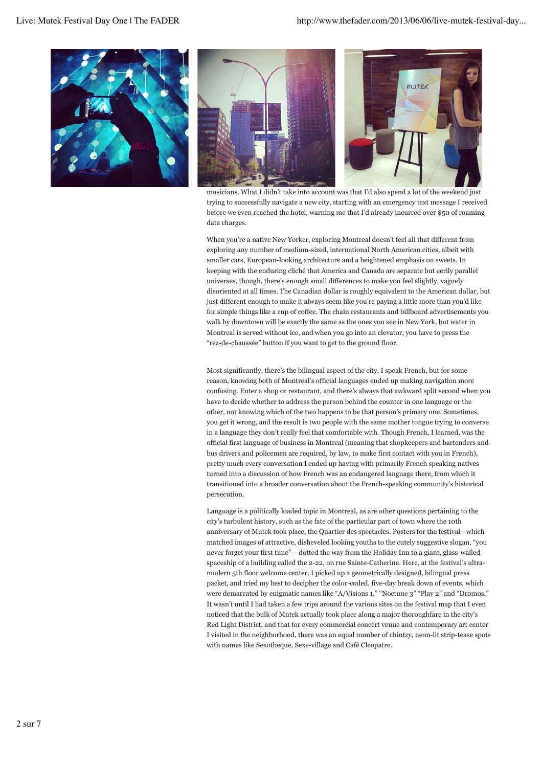musicians. What I didn't take into account was that I'd also spend a lot of the weekend just trying to successfully navigate a new city, starting with an emergency text message I received before we even reached the hotel, warning me that I'd already incurred over $50 of roaming data charges.

When you're a native New Yorker, exploring Montreal doesn't feel all that different from exploring any number of medium-sized, international North American cities, albeit with smaller cars, European-looking architecture and a heightened emphasis on sweets. In keeping with the enduring cliché that America and Canada are separate but eerily parallel universes, though, there's enough small differences to make you feel slightly, vaguely disoriented at all times. The Canadian dollar is roughly equivalent to the American dollar, but just different enough to make it always seem like you're paying a little more than you'd like for simple things like a cup of coffee. The chain restaurants and billboard advertisements you walk by downtown will be exactly the same as the ones you see in New York, but water in Montreal is served without ice, and when you go into an elevator, you have to press the "rez-de-chaussée" button if you want to get to the ground floor.

Most significantly, there's the bilingual aspect of the city. I speak French, but for some reason, knowing both of Montreal's official languages ended up making navigation more confusing. Enter a shop or restaurant, and there's always that awkward split second when you have to decide whether to address the person behind the counter in one language or the other, not knowing which of the two happens to be that person's primary one. Sometimes, you get it wrong, and the result is two people with the same mother tongue trying to converse in a language they don't really feel that comfortable with. Though French, I learned, was the official first language of business in Montreal (meaning that shopkeepers and bartenders and bus drivers and policemen are required, by law, to make first contact with you in French), pretty much every conversation I ended up having with primarily French speaking natives turned into a discussion of how French was an endangered language there, from which it transitioned into a broader conversation about the French-speaking community's historical persecution.

Language is a politically loaded topic in Montreal, as are other questions pertaining to the city's turbulent history, such as the fate of the particular part of town where the 10th anniversary of Mutek took place, the Quartier des spectacles. Posters for the festival—which matched images of attractive, disheveled looking youths to the cutely suggestive slogan, "you never forget your first time"— dotted the way from the Holiday Inn to a giant, glass-walled spaceship of a building called the 2-22, on rue Sainte-Catherine. Here, at the festival's ultra-modern 5th floor welcome center, I picked up a geometrically designed, bilingual press packet, and tried my best to decipher the color-coded, five-day break down of events, which were demarcated by enigmatic names like "A/Visions 1," "Noctune 3" "Play 2" and "Dromos." It wasn't until I had taken a few trips around the various sites on the festival map that I even noticed that the bulk of Mutek actually took place along a major thoroughfare in the city's Red Light District, and that for every commercial concert venue and contemporary art center I visited in the neighborhood, there was an equal number of chintzy, neon-lit strip-tease spots with names like Sexotheque, Sexe-village and Café Cleopatre.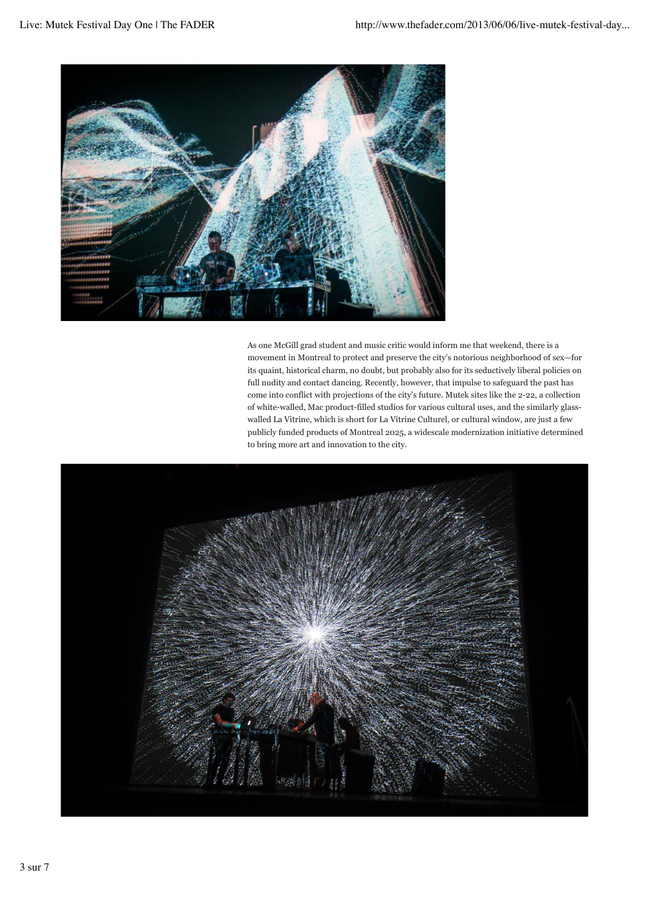As one McGill grad student and music critic would inform me that weekend, there is a movement in Montreal to protect and preserve the city's notorious neighborhood of sex—for its quaint, historical charm, no doubt, but probably also for its seductively liberal policies on full nudity and contact dancing. Recently, however, that impulse to safeguard the past has come into conflict with projections of the city's future. Mutek sites like the 2-22, a collection of white-walled, Mac product-filled studios for various cultural uses, and the similarly glass-walled La Vitrine, which is short for La Vitrine Culturel, or cultural window, are just a few publicly funded products of Montreal 2025, a widescale modernization initiative determined to bring more art and innovation to the city.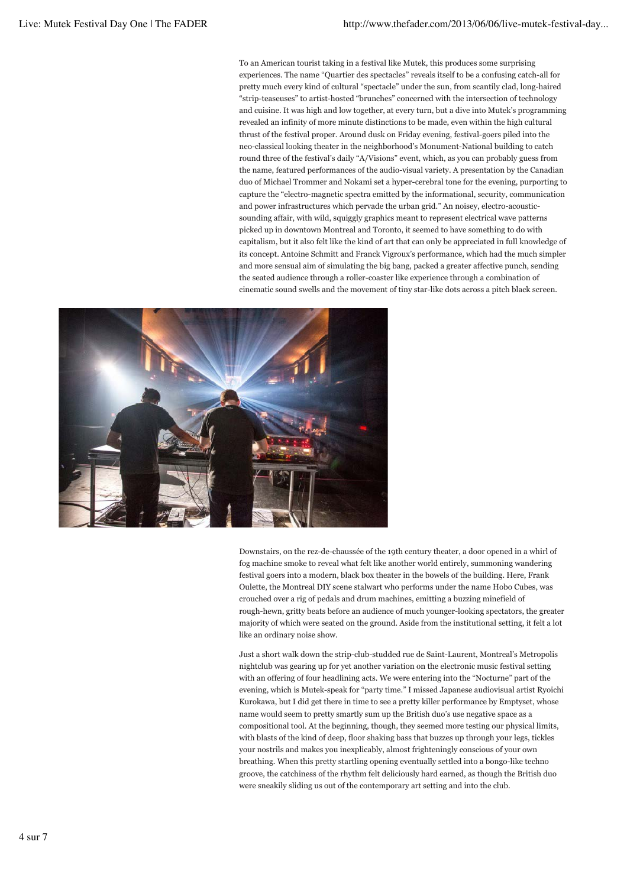To an American tourist taking in a festival like Mutek, this produces some surprising experiences. The name "Quartier des spectacles" reveals itself to be a confusing catch-all for pretty much every kind of cultural "spectacle" under the sun, from scantily clad, long-haired "strip-teaseuses" to artist-hosted "brunches" concerned with the intersection of technology and cuisine. It was high and low together, at every turn, but a dive into Mutek's programming revealed an infinity of more minute distinctions to be made, even within the high cultural thrust of the festival proper. Around dusk on Friday evening, festival-goers piled into the neo-classical looking theater in the neighborhood's Monument-National building to catch round three of the festival's daily "A/Visions" event, which, as you can probably guess from the name, featured performances of the audio-visual variety. A presentation by the Canadian duo of Michael Trommer and Nokami set a hyper-cerebral tone for the evening, purporting to capture the "electro-magnetic spectra emitted by the informational, security, communication and power infrastructures which pervade the urban grid." An noisey, electro-acoustic-sounding affair, with wild, squiggly graphics meant to represent electrical wave patterns picked up in downtown Montreal and Toronto, it seemed to have something to do with capitalism, but it also felt like the kind of art that can only be appreciated in full knowledge of its concept. Antoine Schmitt and Franck Vigroux's performance, which had the much simpler and more sensual aim of simulating the big bang, packed a greater affective punch, sending the seated audience through a roller-coaster like experience through a combination of cinematic sound swells and the movement of tiny star-like dots across a pitch black screen.

Downstairs, on the rez-de-chaussée of the 19th century theater, a door opened in a whirl of fog machine smoke to reveal what felt like another world entirely, summoning wandering festival goers into a modern, black box theater in the bowels of the building. Here, Frank Oulette, the Montreal DIY scene stalwart who performs under the name Hobo Cubes, was crouched over a rig of pedals and drum machines, emitting a buzzing minefield of rough-hewn, gritty beats before an audience of much younger-looking spectators, the greater majority of which were seated on the ground. Aside from the institutional setting, it felt a lot like an ordinary noise show.

Just a short walk down the strip-club-studded rue de Saint-Laurent, Montreal's Metropolis nightclub was gearing up for yet another variation on the electronic music festival setting with an offering of four headlining acts. We were entering into the "Nocturne" part of the evening, which is Mutek-speak for "party time." I missed Japanese audiovisual artist Ryoichi Kurokawa, but I did get there in time to see a pretty killer performance by Emptyset, whose name would seem to pretty smartly sum up the British duo's use negative space as a compositional tool. At the beginning, though, they seemed more testing our physical limits, with blasts of the kind of deep, floor shaking bass that buzzes up through your legs, tickles your nostrils and makes you inexplicably, almost frighteningly conscious of your own breathing. When this pretty startling opening eventually settled into a bongo-like techno groove, the catchiness of the rhythm felt deliciously hard earned, as though the British duo were sneakily sliding us out of the contemporary art setting and into the club.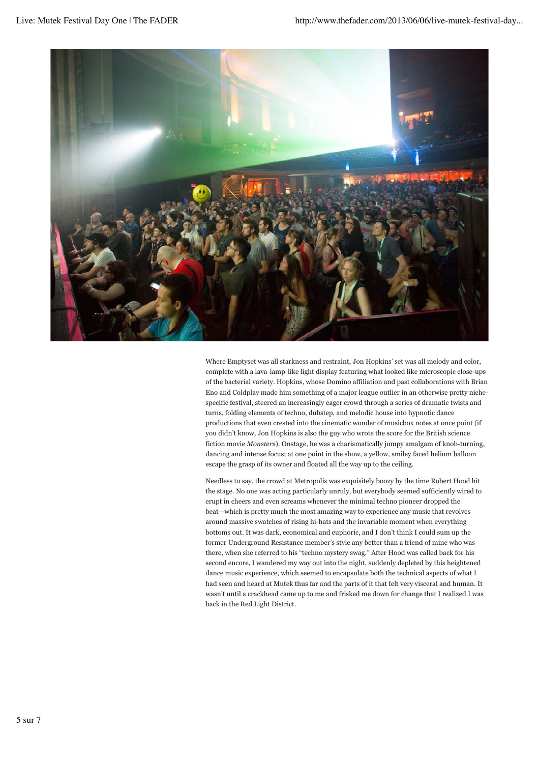Where Emptyset was all starkness and restraint, Jon Hopkins' set was all melody and color, complete with a lava-lamp-like light display featuring what looked like microscopic close-ups of the bacterial variety. Hopkins, whose Domino affiliation and past collaborations with Brian Eno and Coldplay made him something of a major league outlier in an otherwise pretty niche-specific festival, steered an increasingly eager crowd through a series of dramatic twists and turns, folding elements of techno, dubstep, and melodic house into hypnotic dance productions that even crested into the cinematic wonder of musicbox notes at once point (if you didn't know, Jon Hopkins is also the guy who wrote the score for the British science fiction movie *Monsters*). Onstage, he was a charismatically jumpy amalgam of knob-turning, dancing and intense focus; at one point in the show, a yellow, smiley faced helium balloon escape the grasp of its owner and floated all the way up to the ceiling.

Needless to say, the crowd at Metropolis was exquisitely boozy by the time Robert Hood hit the stage. No one was acting particularly unruly, but everybody seemed sufficiently wired to erupt in cheers and even screams whenever the minimal techno pioneer dropped the beat—which is pretty much the most amazing way to experience any music that revolves around massive swatches of rising hi-hats and the invariable moment when everything bottoms out. It was dark, economical and euphoric, and I don't think I could sum up the former Underground Resistance member's style any better than a friend of mine who was there, when she referred to his "techno mystery swag." After Hood was called back for his second encore, I wandered my way out into the night, suddenly depleted by this heightened dance music experience, which seemed to encapsulate both the technical aspects of what I had seen and heard at Mutek thus far and the parts of it that felt very visceral and human. It wasn't until a crackhead came up to me and frisked me down for change that I realized I was back in the Red Light District.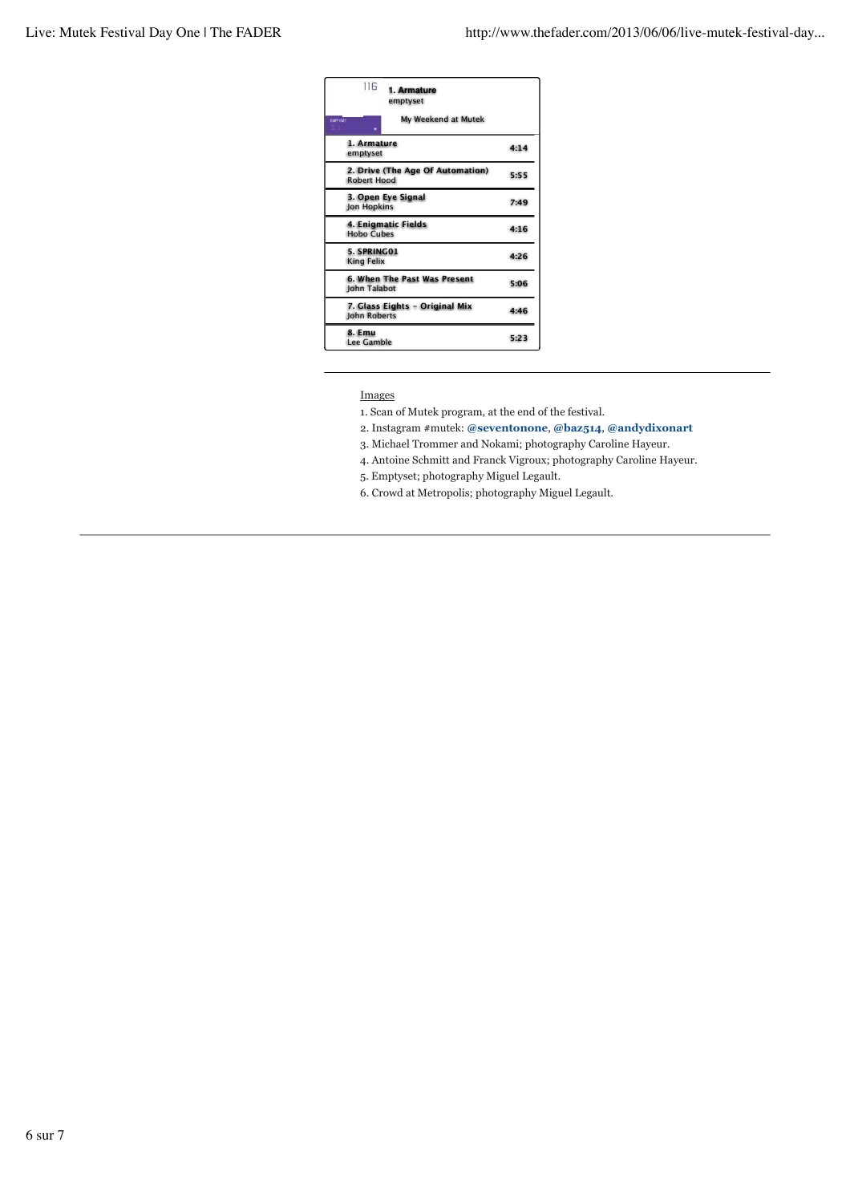116

1. Armature
emptyset

My Weekend at Mutek

| | |
|---|---|
| 1. Armature<br>emptyset | 4:14 |
| 2. Drive (The Age Of Automation)<br>Robert Hood | 5:55 |
| 3. Open Eye Signal<br>Jon Hopkins | 7:49 |
| 4. Enigmatic Fields<br>Hobo Cubes | 4:16 |
| 5. SPRING01<br>King Felix | 4:26 |
| 6. When The Past Was Present<br>John Talabot | 5:06 |
| 7. Glass Eights - Original Mix<br>John Roberts | 4:46 |
| 8. Emu<br>Lee Gamble | 5:23 |

---

Images

1. Scan of Mutek program, at the end of the festival.
2. Instagram #mutek: **@seventonone**, **@baz514**, **@andydixonart**
3. Michael Trommer and Nokami; photography Caroline Hayeur.
4. Antoine Schmitt and Franck Vigroux; photography Caroline Hayeur.
5. Emptyset; photography Miguel Legault.
6. Crowd at Metropolis; photography Miguel Legault.